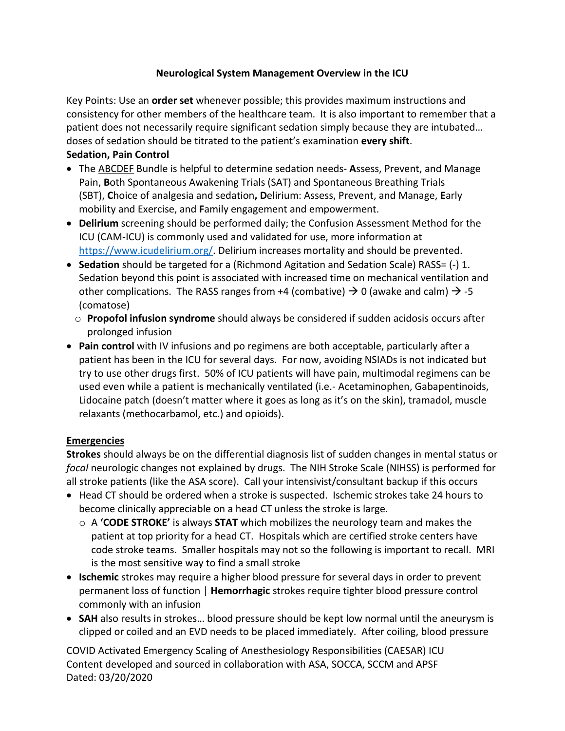# Neurological System Management Overview in the ICU

Key Points: Use an **order set** whenever possible; this provides maximum instructions and consistency for other members of the healthcare team. It is also important to remember that a patient does not necessarily require significant sedation simply because they are intubated… doses of sedation should be titrated to the patient's examination **every shift**.

**Sedation, Pain Control**

- The ABCDEF Bundle is helpful to determine sedation needs- **A**ssess, Prevent, and Manage Pain, **B**oth Spontaneous Awakening Trials (SAT) and Spontaneous Breathing Trials (SBT), **C**hoice of analgesia and sedation**, D**elirium: Assess, Prevent, and Manage, **E**arly mobility and Exercise, and **F**amily engagement and empowerment.
- **Delirium** screening should be performed daily; the Confusion Assessment Method for the ICU (CAM-ICU) is commonly used and validated for use, more information at https://www.icudelirium.org/. Delirium increases mortality and should be prevented.
- **Sedation** should be targeted for a (Richmond Agitation and Sedation Scale) RASS= (-) 1. Sedation beyond this point is associated with increased time on mechanical ventilation and other complications. The RASS ranges from +4 (combative) → 0 (awake and calm) → -5 (comatose)
  - **Propofol infusion syndrome** should always be considered if sudden acidosis occurs after prolonged infusion
- **Pain control** with IV infusions and po regimens are both acceptable, particularly after a patient has been in the ICU for several days. For now, avoiding NSIADs is not indicated but try to use other drugs first. 50% of ICU patients will have pain, multimodal regimens can be used even while a patient is mechanically ventilated (i.e.- Acetaminophen, Gabapentinoids, Lidocaine patch (doesn't matter where it goes as long as it's on the skin), tramadol, muscle relaxants (methocarbamol, etc.) and opioids).

## Emergencies

**Strokes** should always be on the differential diagnosis list of sudden changes in mental status or *focal* neurologic changes not explained by drugs. The NIH Stroke Scale (NIHSS) is performed for all stroke patients (like the ASA score). Call your intensivist/consultant backup if this occurs

- Head CT should be ordered when a stroke is suspected. Ischemic strokes take 24 hours to become clinically appreciable on a head CT unless the stroke is large.
  - A **'CODE STROKE'** is always **STAT** which mobilizes the neurology team and makes the patient at top priority for a head CT. Hospitals which are certified stroke centers have code stroke teams. Smaller hospitals may not so the following is important to recall. MRI is the most sensitive way to find a small stroke
- **Ischemic** strokes may require a higher blood pressure for several days in order to prevent permanent loss of function | **Hemorrhagic** strokes require tighter blood pressure control commonly with an infusion
- **SAH** also results in strokes… blood pressure should be kept low normal until the aneurysm is clipped or coiled and an EVD needs to be placed immediately. After coiling, blood pressure

COVID Activated Emergency Scaling of Anesthesiology Responsibilities (CAESAR) ICU
Content developed and sourced in collaboration with ASA, SOCCA, SCCM and APSF
Dated: 03/20/2020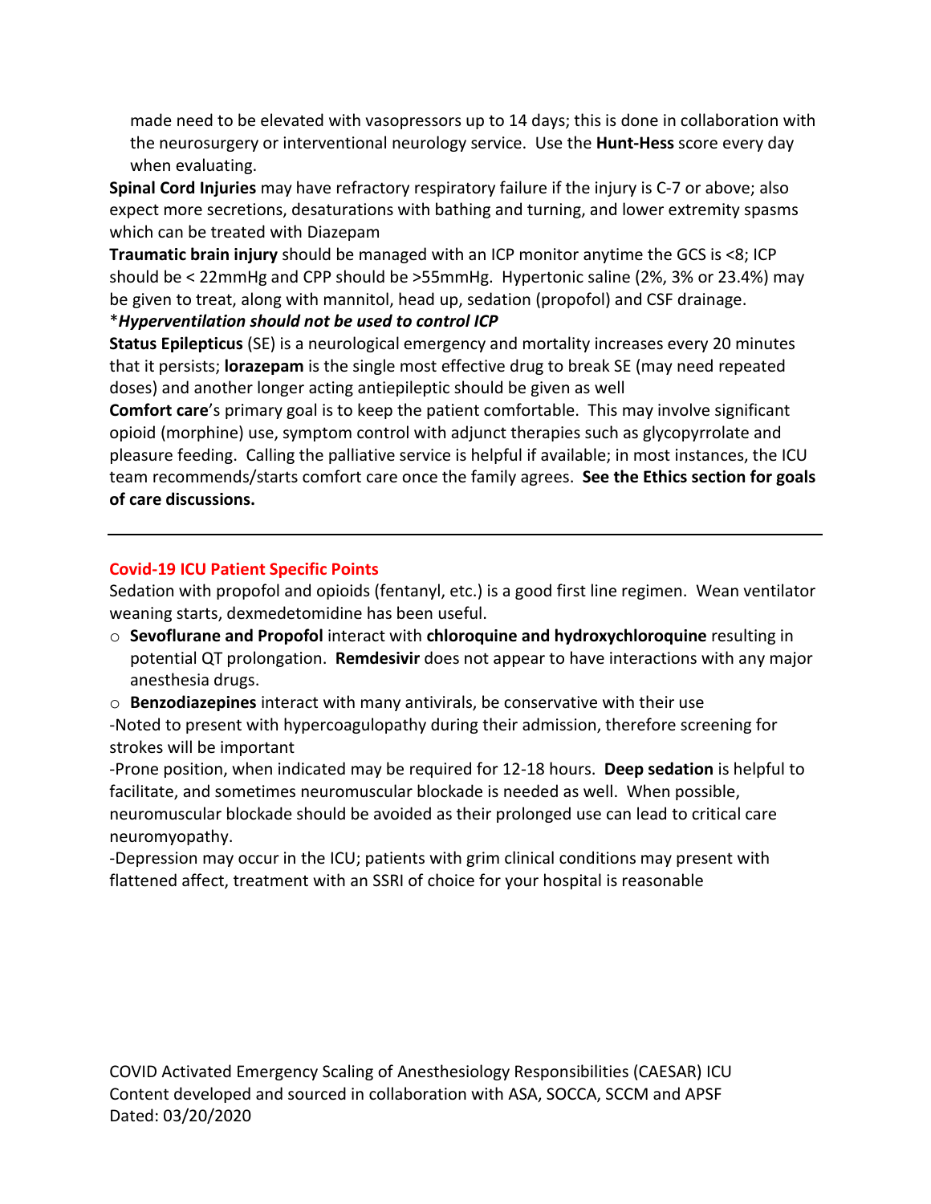made need to be elevated with vasopressors up to 14 days; this is done in collaboration with the neurosurgery or interventional neurology service. Use the **Hunt-Hess** score every day when evaluating.

**Spinal Cord Injuries** may have refractory respiratory failure if the injury is C-7 or above; also expect more secretions, desaturations with bathing and turning, and lower extremity spasms which can be treated with Diazepam

**Traumatic brain injury** should be managed with an ICP monitor anytime the GCS is <8; ICP should be < 22mmHg and CPP should be >55mmHg. Hypertonic saline (2%, 3% or 23.4%) may be given to treat, along with mannitol, head up, sedation (propofol) and CSF drainage.
\****Hyperventilation should not be used to control ICP***

**Status Epilepticus** (SE) is a neurological emergency and mortality increases every 20 minutes that it persists; **lorazepam** is the single most effective drug to break SE (may need repeated doses) and another longer acting antiepileptic should be given as well

**Comfort care**'s primary goal is to keep the patient comfortable. This may involve significant opioid (morphine) use, symptom control with adjunct therapies such as glycopyrrolate and pleasure feeding. Calling the palliative service is helpful if available; in most instances, the ICU team recommends/starts comfort care once the family agrees. **See the Ethics section for goals of care discussions.**

---

## Covid-19 ICU Patient Specific Points

Sedation with propofol and opioids (fentanyl, etc.) is a good first line regimen. Wean ventilator weaning starts, dexmedetomidine has been useful.

- **Sevoflurane and Propofol** interact with **chloroquine and hydroxychloroquine** resulting in potential QT prolongation. **Remdesivir** does not appear to have interactions with any major anesthesia drugs.
- **Benzodiazepines** interact with many antivirals, be conservative with their use

-Noted to present with hypercoagulopathy during their admission, therefore screening for strokes will be important

-Prone position, when indicated may be required for 12-18 hours. **Deep sedation** is helpful to facilitate, and sometimes neuromuscular blockade is needed as well. When possible, neuromuscular blockade should be avoided as their prolonged use can lead to critical care neuromyopathy.

-Depression may occur in the ICU; patients with grim clinical conditions may present with flattened affect, treatment with an SSRI of choice for your hospital is reasonable

COVID Activated Emergency Scaling of Anesthesiology Responsibilities (CAESAR) ICU
Content developed and sourced in collaboration with ASA, SOCCA, SCCM and APSF
Dated: 03/20/2020